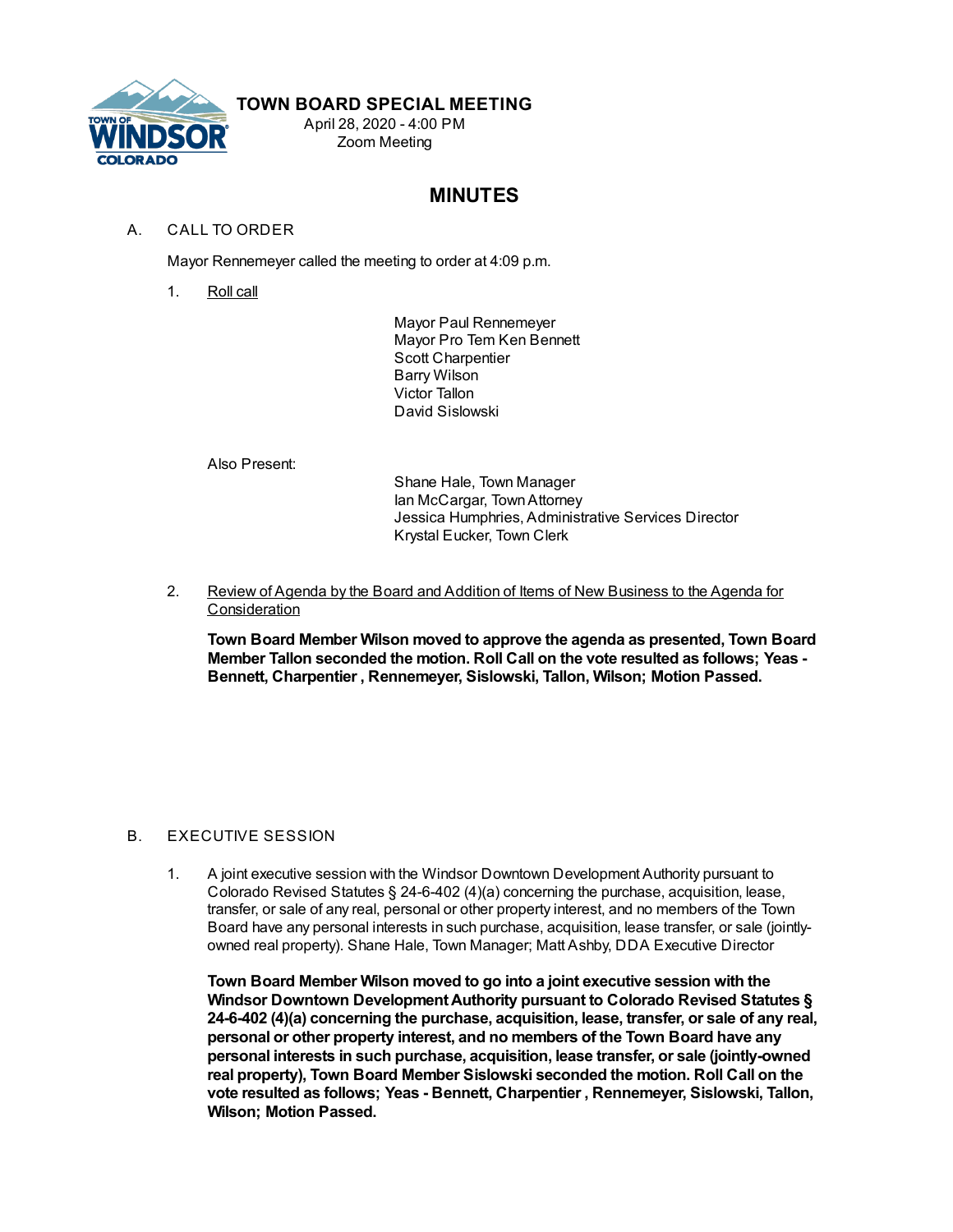# TOWN BOARD SPECIAL MEETING

April 28, 2020 - 4:00 PM
Zoom Meeting

## MINUTES

A. CALL TO ORDER

Mayor Rennemeyer called the meeting to order at 4:09 p.m.

1. Roll call

Mayor Paul Rennemeyer
Mayor Pro Tem Ken Bennett
Scott Charpentier
Barry Wilson
Victor Tallon
David Sislowski

Also Present:

Shane Hale, Town Manager
Ian McCargar, Town Attorney
Jessica Humphries, Administrative Services Director
Krystal Eucker, Town Clerk

2. Review of Agenda by the Board and Addition of Items of New Business to the Agenda for Consideration

**Town Board Member Wilson moved to approve the agenda as presented, Town Board Member Tallon seconded the motion. Roll Call on the vote resulted as follows; Yeas - Bennett, Charpentier , Rennemeyer, Sislowski, Tallon, Wilson; Motion Passed.**

B. EXECUTIVE SESSION

1. A joint executive session with the Windsor Downtown Development Authority pursuant to Colorado Revised Statutes § 24-6-402 (4)(a) concerning the purchase, acquisition, lease, transfer, or sale of any real, personal or other property interest, and no members of the Town Board have any personal interests in such purchase, acquisition, lease transfer, or sale (jointly-owned real property). Shane Hale, Town Manager; Matt Ashby, DDA Executive Director

**Town Board Member Wilson moved to go into a joint executive session with the Windsor Downtown Development Authority pursuant to Colorado Revised Statutes § 24-6-402 (4)(a) concerning the purchase, acquisition, lease, transfer, or sale of any real, personal or other property interest, and no members of the Town Board have any personal interests in such purchase, acquisition, lease transfer, or sale (jointly-owned real property), Town Board Member Sislowski seconded the motion. Roll Call on the vote resulted as follows; Yeas - Bennett, Charpentier , Rennemeyer, Sislowski, Tallon, Wilson; Motion Passed.**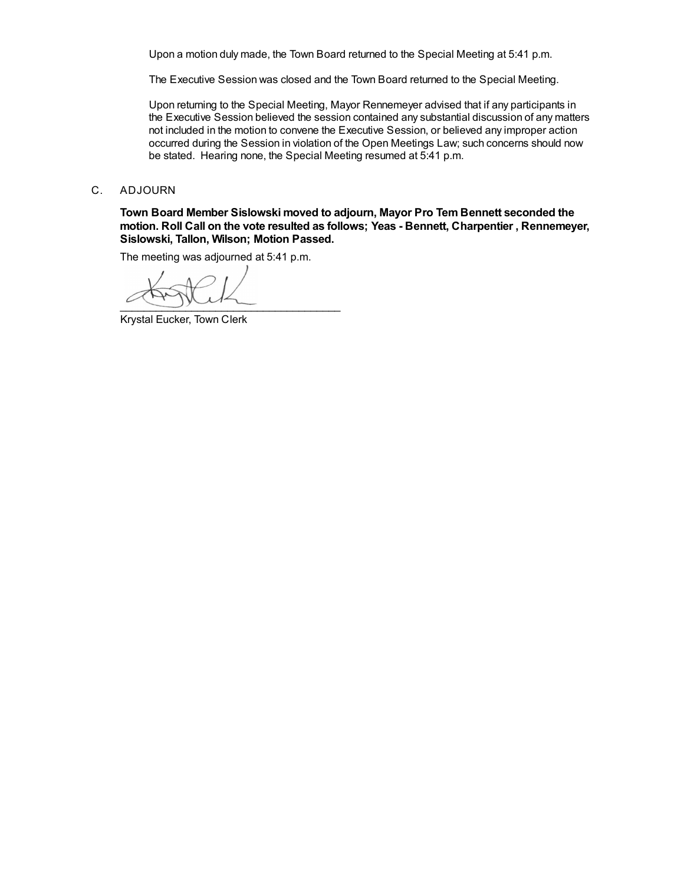Upon a motion duly made, the Town Board returned to the Special Meeting at 5:41 p.m.

The Executive Session was closed and the Town Board returned to the Special Meeting.

Upon returning to the Special Meeting, Mayor Rennemeyer advised that if any participants in the Executive Session believed the session contained any substantial discussion of any matters not included in the motion to convene the Executive Session, or believed any improper action occurred during the Session in violation of the Open Meetings Law; such concerns should now be stated. Hearing none, the Special Meeting resumed at 5:41 p.m.

C. ADJOURN

**Town Board Member Sislowski moved to adjourn, Mayor Pro Tem Bennett seconded the motion. Roll Call on the vote resulted as follows; Yeas - Bennett, Charpentier , Rennemeyer, Sislowski, Tallon, Wilson; Motion Passed.**

The meeting was adjourned at 5:41 p.m.

____________________________________

Krystal Eucker, Town Clerk